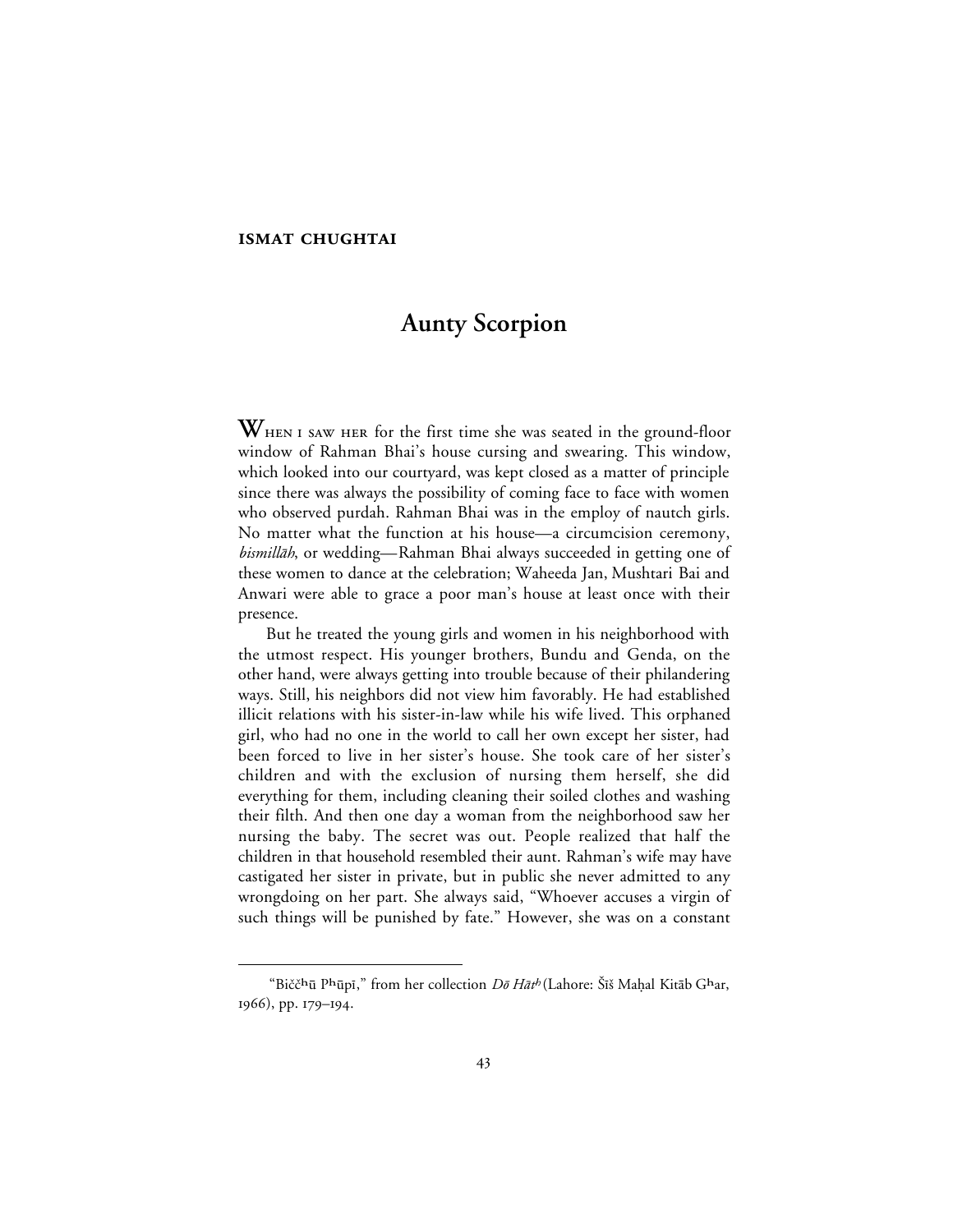**ISMAT CHUGHTAI**

# Aunty Scorpion

When I saw her for the first time she was seated in the ground-floor window of Rahman Bhai's house cursing and swearing. This window, which looked into our courtyard, was kept closed as a matter of principle since there was always the possibility of coming face to face with women who observed purdah. Rahman Bhai was in the employ of nautch girls. No matter what the function at his house—a circumcision ceremony, *bismillāh*, or wedding—Rahman Bhai always succeeded in getting one of these women to dance at the celebration; Waheeda Jan, Mushtari Bai and Anwari were able to grace a poor man's house at least once with their presence.

But he treated the young girls and women in his neighborhood with the utmost respect. His younger brothers, Bundu and Genda, on the other hand, were always getting into trouble because of their philandering ways. Still, his neighbors did not view him favorably. He had established illicit relations with his sister-in-law while his wife lived. This orphaned girl, who had no one in the world to call her own except her sister, had been forced to live in her sister's house. She took care of her sister's children and with the exclusion of nursing them herself, she did everything for them, including cleaning their soiled clothes and washing their filth. And then one day a woman from the neighborhood saw her nursing the baby. The secret was out. People realized that half the children in that household resembled their aunt. Rahman's wife may have castigated her sister in private, but in public she never admitted to any wrongdoing on her part. She always said, "Whoever accuses a virgin of such things will be punished by fate." However, she was on a constant

---

"Bičč^h^ū P^h^ūpī," from her collection *Dō Hāt^h^* (Lahore: Šīš Maḥal Kitāb G^h^ar, 1966), pp. 179–194.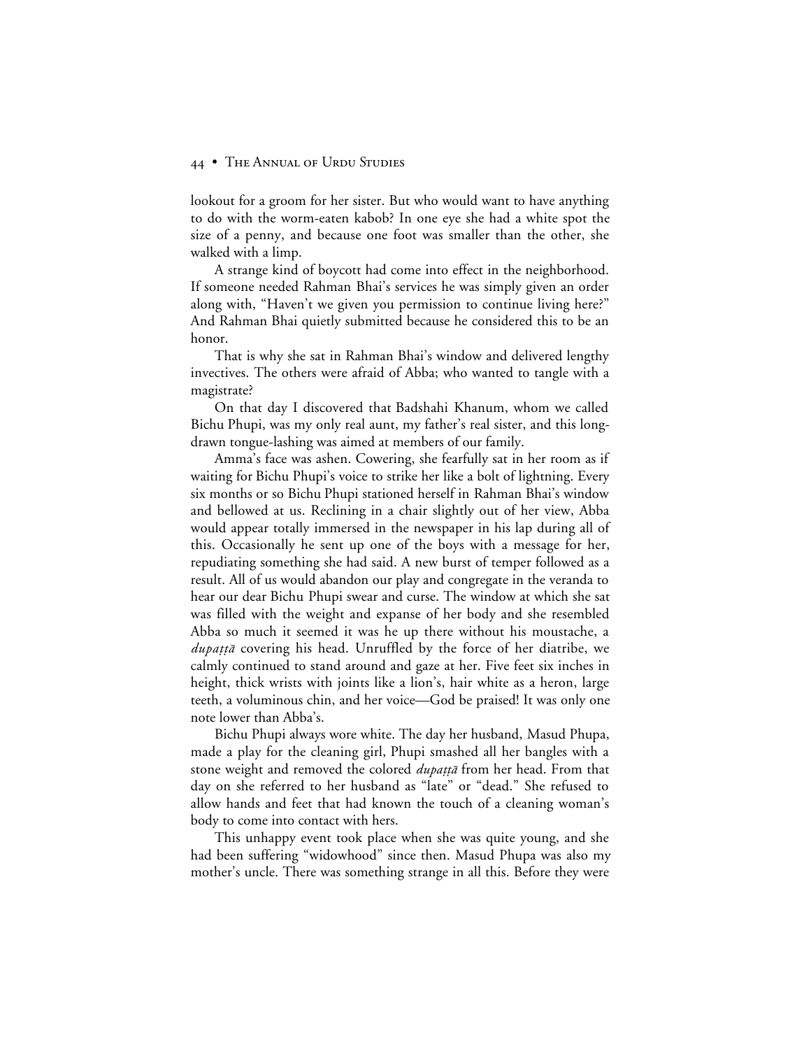lookout for a groom for her sister. But who would want to have anything to do with the worm-eaten kabob? In one eye she had a white spot the size of a penny, and because one foot was smaller than the other, she walked with a limp.

A strange kind of boycott had come into effect in the neighborhood. If someone needed Rahman Bhai's services he was simply given an order along with, "Haven't we given you permission to continue living here?" And Rahman Bhai quietly submitted because he considered this to be an honor.

That is why she sat in Rahman Bhai's window and delivered lengthy invectives. The others were afraid of Abba; who wanted to tangle with a magistrate?

On that day I discovered that Badshahi Khanum, whom we called Bichu Phupi, was my only real aunt, my father's real sister, and this long-drawn tongue-lashing was aimed at members of our family.

Amma's face was ashen. Cowering, she fearfully sat in her room as if waiting for Bichu Phupi's voice to strike her like a bolt of lightning. Every six months or so Bichu Phupi stationed herself in Rahman Bhai's window and bellowed at us. Reclining in a chair slightly out of her view, Abba would appear totally immersed in the newspaper in his lap during all of this. Occasionally he sent up one of the boys with a message for her, repudiating something she had said. A new burst of temper followed as a result. All of us would abandon our play and congregate in the veranda to hear our dear Bichu Phupi swear and curse. The window at which she sat was filled with the weight and expanse of her body and she resembled Abba so much it seemed it was he up there without his moustache, a *dupaṭṭā* covering his head. Unruffled by the force of her diatribe, we calmly continued to stand around and gaze at her. Five feet six inches in height, thick wrists with joints like a lion's, hair white as a heron, large teeth, a voluminous chin, and her voice—God be praised! It was only one note lower than Abba's.

Bichu Phupi always wore white. The day her husband, Masud Phupa, made a play for the cleaning girl, Phupi smashed all her bangles with a stone weight and removed the colored *dupaṭṭā* from her head. From that day on she referred to her husband as "late" or "dead." She refused to allow hands and feet that had known the touch of a cleaning woman's body to come into contact with hers.

This unhappy event took place when she was quite young, and she had been suffering "widowhood" since then. Masud Phupa was also my mother's uncle. There was something strange in all this. Before they were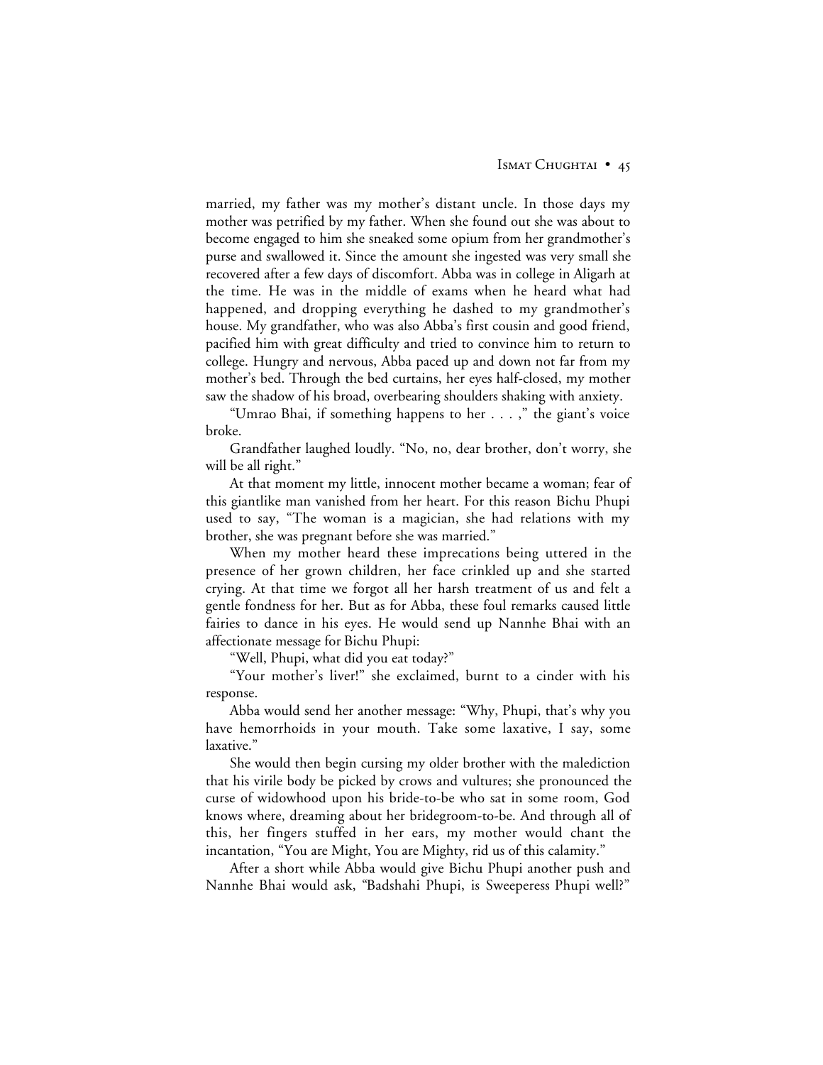married, my father was my mother's distant uncle. In those days my mother was petrified by my father. When she found out she was about to become engaged to him she sneaked some opium from her grandmother's purse and swallowed it. Since the amount she ingested was very small she recovered after a few days of discomfort. Abba was in college in Aligarh at the time. He was in the middle of exams when he heard what had happened, and dropping everything he dashed to my grandmother's house. My grandfather, who was also Abba's first cousin and good friend, pacified him with great difficulty and tried to convince him to return to college. Hungry and nervous, Abba paced up and down not far from my mother's bed. Through the bed curtains, her eyes half-closed, my mother saw the shadow of his broad, overbearing shoulders shaking with anxiety.

"Umrao Bhai, if something happens to her . . . ," the giant's voice broke.

Grandfather laughed loudly. "No, no, dear brother, don't worry, she will be all right."

At that moment my little, innocent mother became a woman; fear of this giantlike man vanished from her heart. For this reason Bichu Phupi used to say, "The woman is a magician, she had relations with my brother, she was pregnant before she was married."

When my mother heard these imprecations being uttered in the presence of her grown children, her face crinkled up and she started crying. At that time we forgot all her harsh treatment of us and felt a gentle fondness for her. But as for Abba, these foul remarks caused little fairies to dance in his eyes. He would send up Nannhe Bhai with an affectionate message for Bichu Phupi:

"Well, Phupi, what did you eat today?"

"Your mother's liver!" she exclaimed, burnt to a cinder with his response.

Abba would send her another message: "Why, Phupi, that's why you have hemorrhoids in your mouth. Take some laxative, I say, some laxative."

She would then begin cursing my older brother with the malediction that his virile body be picked by crows and vultures; she pronounced the curse of widowhood upon his bride-to-be who sat in some room, God knows where, dreaming about her bridegroom-to-be. And through all of this, her fingers stuffed in her ears, my mother would chant the incantation, "You are Might, You are Mighty, rid us of this calamity."

After a short while Abba would give Bichu Phupi another push and Nannhe Bhai would ask, "Badshahi Phupi, is Sweeperess Phupi well?"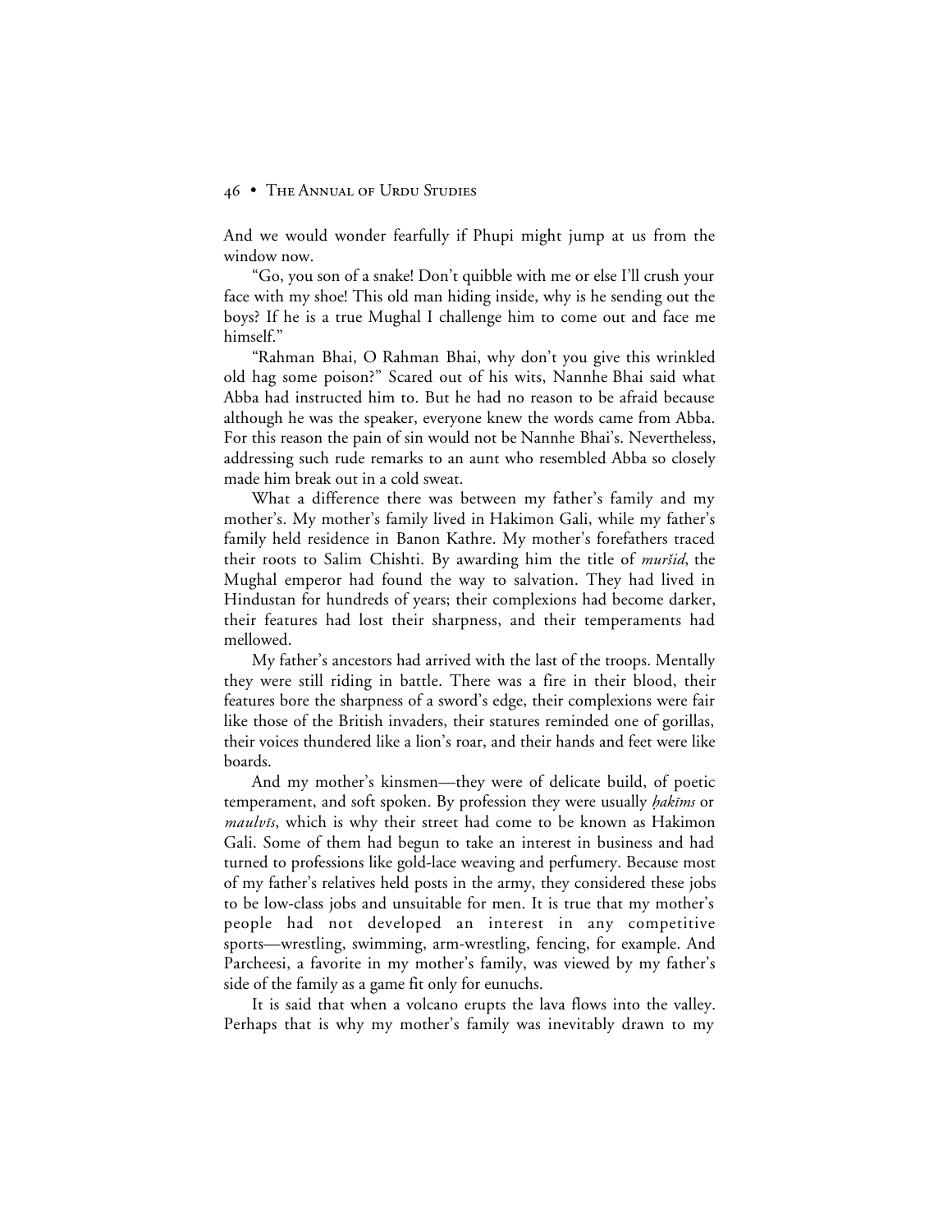And we would wonder fearfully if Phupi might jump at us from the window now.

"Go, you son of a snake! Don't quibble with me or else I'll crush your face with my shoe! This old man hiding inside, why is he sending out the boys? If he is a true Mughal I challenge him to come out and face me himself."

"Rahman Bhai, O Rahman Bhai, why don't you give this wrinkled old hag some poison?" Scared out of his wits, Nannhe Bhai said what Abba had instructed him to. But he had no reason to be afraid because although he was the speaker, everyone knew the words came from Abba. For this reason the pain of sin would not be Nannhe Bhai's. Nevertheless, addressing such rude remarks to an aunt who resembled Abba so closely made him break out in a cold sweat.

What a difference there was between my father's family and my mother's. My mother's family lived in Hakimon Gali, while my father's family held residence in Banon Kathre. My mother's forefathers traced their roots to Salim Chishti. By awarding him the title of *muršid*, the Mughal emperor had found the way to salvation. They had lived in Hindustan for hundreds of years; their complexions had become darker, their features had lost their sharpness, and their temperaments had mellowed.

My father's ancestors had arrived with the last of the troops. Mentally they were still riding in battle. There was a fire in their blood, their features bore the sharpness of a sword's edge, their complexions were fair like those of the British invaders, their statures reminded one of gorillas, their voices thundered like a lion's roar, and their hands and feet were like boards.

And my mother's kinsmen—they were of delicate build, of poetic temperament, and soft spoken. By profession they were usually *ḥakīms* or *maulvīs*, which is why their street had come to be known as Hakimon Gali. Some of them had begun to take an interest in business and had turned to professions like gold-lace weaving and perfumery. Because most of my father's relatives held posts in the army, they considered these jobs to be low-class jobs and unsuitable for men. It is true that my mother's people had not developed an interest in any competitive sports—wrestling, swimming, arm-wrestling, fencing, for example. And Parcheesi, a favorite in my mother's family, was viewed by my father's side of the family as a game fit only for eunuchs.

It is said that when a volcano erupts the lava flows into the valley. Perhaps that is why my mother's family was inevitably drawn to my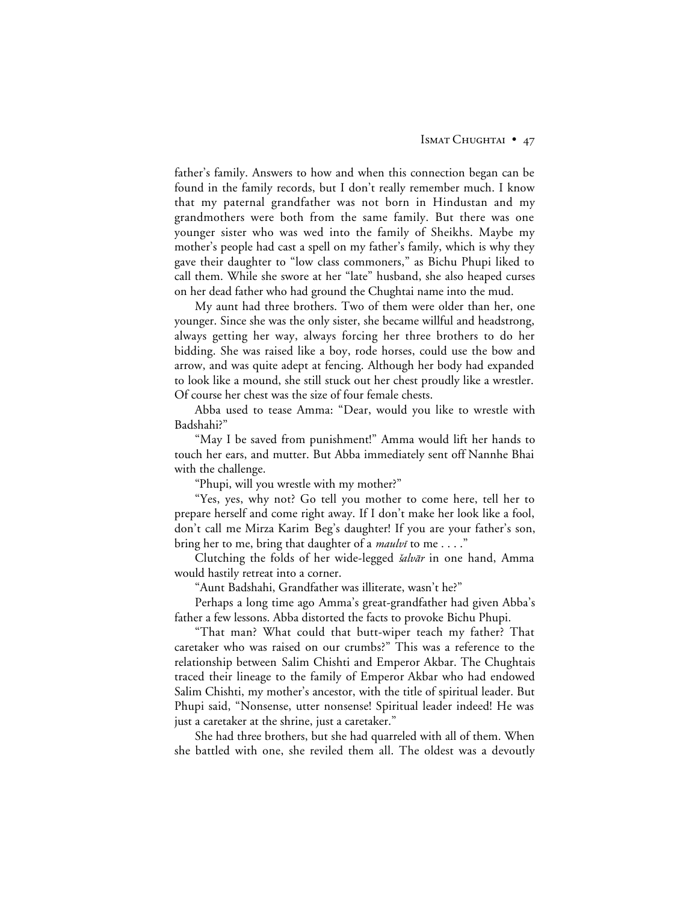father's family. Answers to how and when this connection began can be found in the family records, but I don't really remember much. I know that my paternal grandfather was not born in Hindustan and my grandmothers were both from the same family. But there was one younger sister who was wed into the family of Sheikhs. Maybe my mother's people had cast a spell on my father's family, which is why they gave their daughter to "low class commoners," as Bichu Phupi liked to call them. While she swore at her "late" husband, she also heaped curses on her dead father who had ground the Chughtai name into the mud.

My aunt had three brothers. Two of them were older than her, one younger. Since she was the only sister, she became willful and headstrong, always getting her way, always forcing her three brothers to do her bidding. She was raised like a boy, rode horses, could use the bow and arrow, and was quite adept at fencing. Although her body had expanded to look like a mound, she still stuck out her chest proudly like a wrestler. Of course her chest was the size of four female chests.

Abba used to tease Amma: "Dear, would you like to wrestle with Badshahi?"

"May I be saved from punishment!" Amma would lift her hands to touch her ears, and mutter. But Abba immediately sent off Nannhe Bhai with the challenge.

"Phupi, will you wrestle with my mother?"

"Yes, yes, why not? Go tell you mother to come here, tell her to prepare herself and come right away. If I don't make her look like a fool, don't call me Mirza Karim Beg's daughter! If you are your father's son, bring her to me, bring that daughter of a *maulvī* to me . . . ."

Clutching the folds of her wide-legged *šalvār* in one hand, Amma would hastily retreat into a corner.

"Aunt Badshahi, Grandfather was illiterate, wasn't he?"

Perhaps a long time ago Amma's great-grandfather had given Abba's father a few lessons. Abba distorted the facts to provoke Bichu Phupi.

"That man? What could that butt-wiper teach my father? That caretaker who was raised on our crumbs?" This was a reference to the relationship between Salim Chishti and Emperor Akbar. The Chughtais traced their lineage to the family of Emperor Akbar who had endowed Salim Chishti, my mother's ancestor, with the title of spiritual leader. But Phupi said, "Nonsense, utter nonsense! Spiritual leader indeed! He was just a caretaker at the shrine, just a caretaker."

She had three brothers, but she had quarreled with all of them. When she battled with one, she reviled them all. The oldest was a devoutly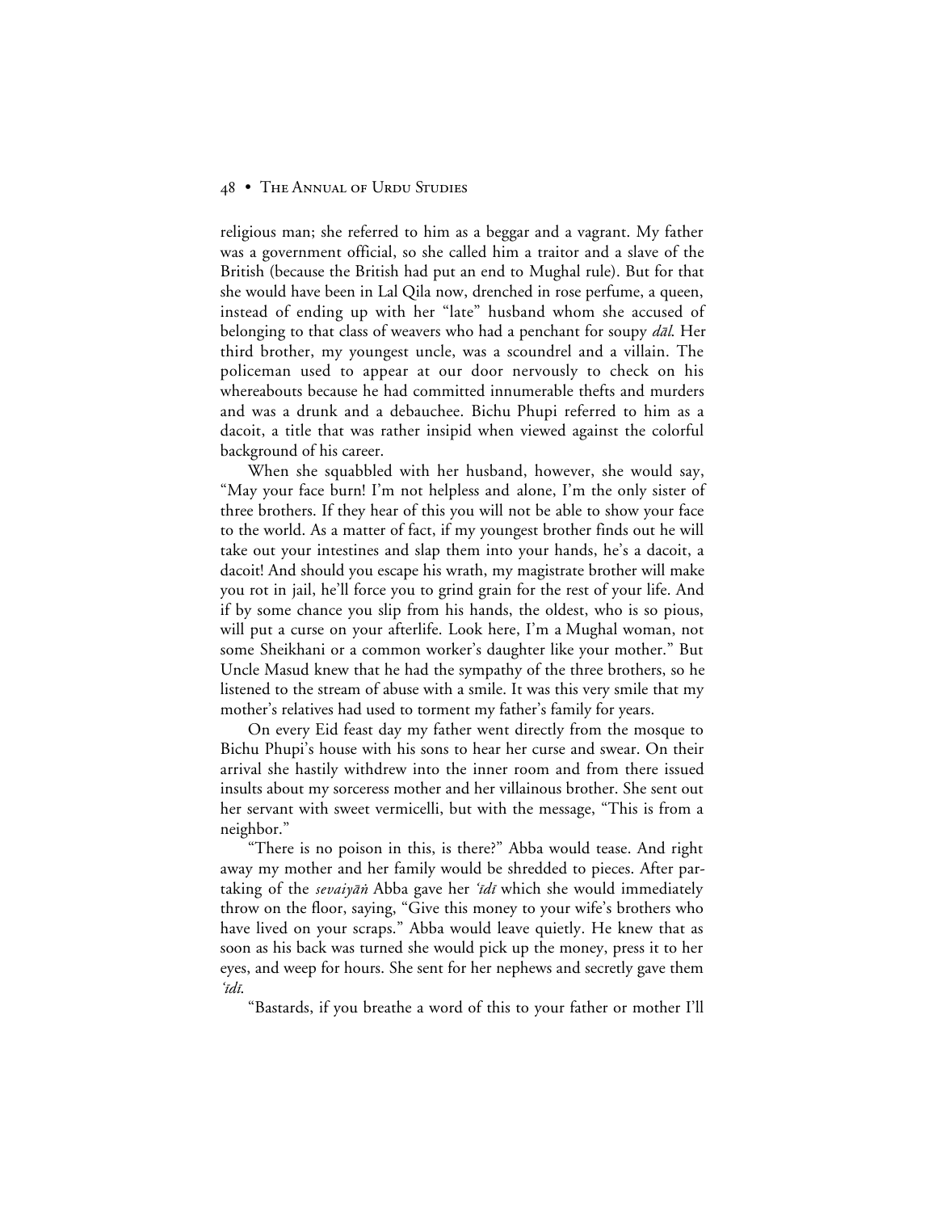religious man; she referred to him as a beggar and a vagrant. My father was a government official, so she called him a traitor and a slave of the British (because the British had put an end to Mughal rule). But for that she would have been in Lal Qila now, drenched in rose perfume, a queen, instead of ending up with her "late" husband whom she accused of belonging to that class of weavers who had a penchant for soupy *dāl*. Her third brother, my youngest uncle, was a scoundrel and a villain. The policeman used to appear at our door nervously to check on his whereabouts because he had committed innumerable thefts and murders and was a drunk and a debauchee. Bichu Phupi referred to him as a dacoit, a title that was rather insipid when viewed against the colorful background of his career.

When she squabbled with her husband, however, she would say, "May your face burn! I'm not helpless and alone, I'm the only sister of three brothers. If they hear of this you will not be able to show your face to the world. As a matter of fact, if my youngest brother finds out he will take out your intestines and slap them into your hands, he's a dacoit, a dacoit! And should you escape his wrath, my magistrate brother will make you rot in jail, he'll force you to grind grain for the rest of your life. And if by some chance you slip from his hands, the oldest, who is so pious, will put a curse on your afterlife. Look here, I'm a Mughal woman, not some Sheikhani or a common worker's daughter like your mother." But Uncle Masud knew that he had the sympathy of the three brothers, so he listened to the stream of abuse with a smile. It was this very smile that my mother's relatives had used to torment my father's family for years.

On every Eid feast day my father went directly from the mosque to Bichu Phupi's house with his sons to hear her curse and swear. On their arrival she hastily withdrew into the inner room and from there issued insults about my sorceress mother and her villainous brother. She sent out her servant with sweet vermicelli, but with the message, "This is from a neighbor."

"There is no poison in this, is there?" Abba would tease. And right away my mother and her family would be shredded to pieces. After partaking of the *sevaiyāṅ* Abba gave her *'īdī* which she would immediately throw on the floor, saying, "Give this money to your wife's brothers who have lived on your scraps." Abba would leave quietly. He knew that as soon as his back was turned she would pick up the money, press it to her eyes, and weep for hours. She sent for her nephews and secretly gave them *'īdī*.

"Bastards, if you breathe a word of this to your father or mother I'll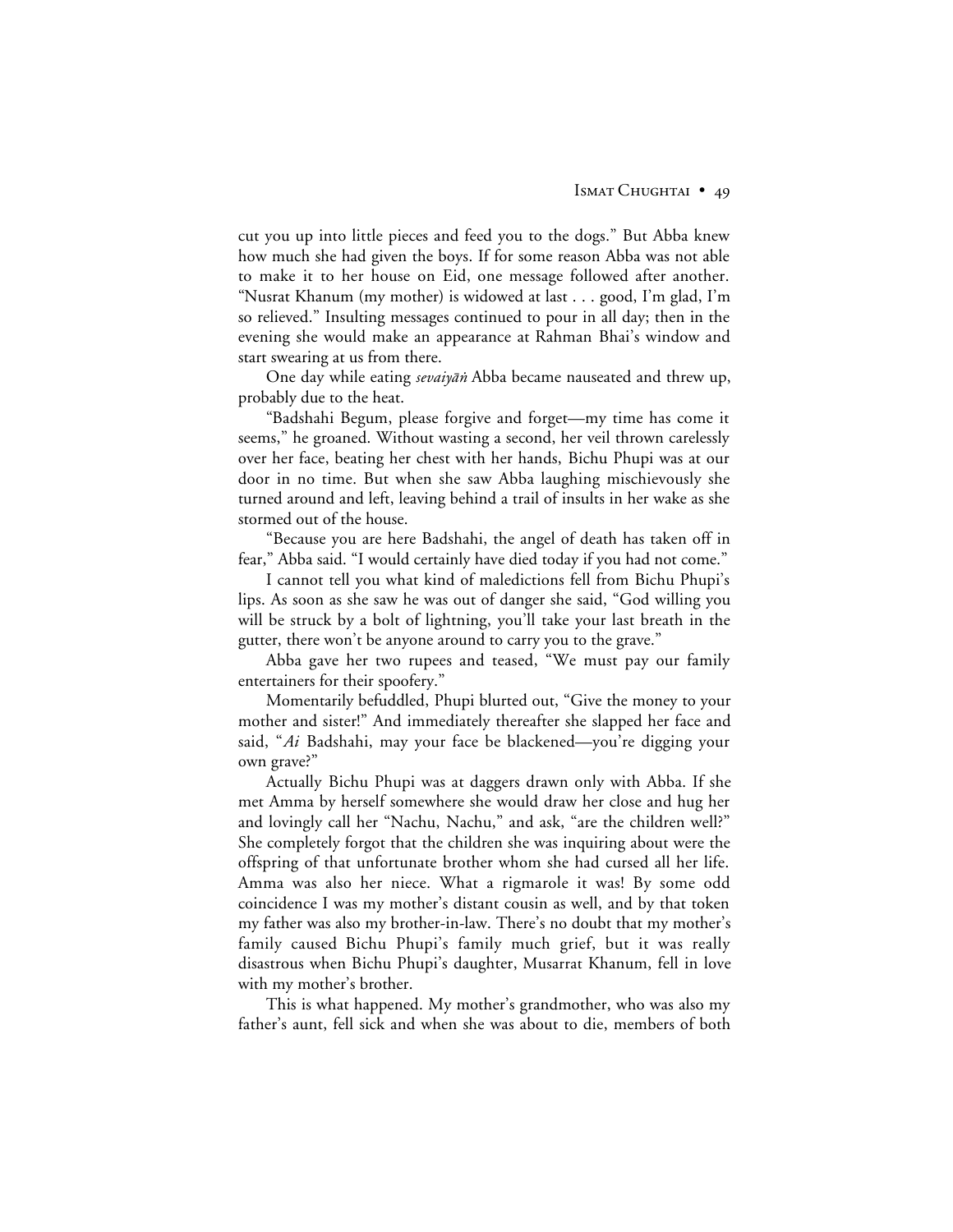cut you up into little pieces and feed you to the dogs." But Abba knew how much she had given the boys. If for some reason Abba was not able to make it to her house on Eid, one message followed after another. "Nusrat Khanum (my mother) is widowed at last . . . good, I'm glad, I'm so relieved." Insulting messages continued to pour in all day; then in the evening she would make an appearance at Rahman Bhai's window and start swearing at us from there.

One day while eating *sevaiyāṅ* Abba became nauseated and threw up, probably due to the heat.

"Badshahi Begum, please forgive and forget—my time has come it seems," he groaned. Without wasting a second, her veil thrown carelessly over her face, beating her chest with her hands, Bichu Phupi was at our door in no time. But when she saw Abba laughing mischievously she turned around and left, leaving behind a trail of insults in her wake as she stormed out of the house.

"Because you are here Badshahi, the angel of death has taken off in fear," Abba said. "I would certainly have died today if you had not come."

I cannot tell you what kind of maledictions fell from Bichu Phupi's lips. As soon as she saw he was out of danger she said, "God willing you will be struck by a bolt of lightning, you'll take your last breath in the gutter, there won't be anyone around to carry you to the grave."

Abba gave her two rupees and teased, "We must pay our family entertainers for their spoofery."

Momentarily befuddled, Phupi blurted out, "Give the money to your mother and sister!" And immediately thereafter she slapped her face and said, "*Ai* Badshahi, may your face be blackened—you're digging your own grave?"

Actually Bichu Phupi was at daggers drawn only with Abba. If she met Amma by herself somewhere she would draw her close and hug her and lovingly call her "Nachu, Nachu," and ask, "are the children well?" She completely forgot that the children she was inquiring about were the offspring of that unfortunate brother whom she had cursed all her life. Amma was also her niece. What a rigmarole it was! By some odd coincidence I was my mother's distant cousin as well, and by that token my father was also my brother-in-law. There's no doubt that my mother's family caused Bichu Phupi's family much grief, but it was really disastrous when Bichu Phupi's daughter, Musarrat Khanum, fell in love with my mother's brother.

This is what happened. My mother's grandmother, who was also my father's aunt, fell sick and when she was about to die, members of both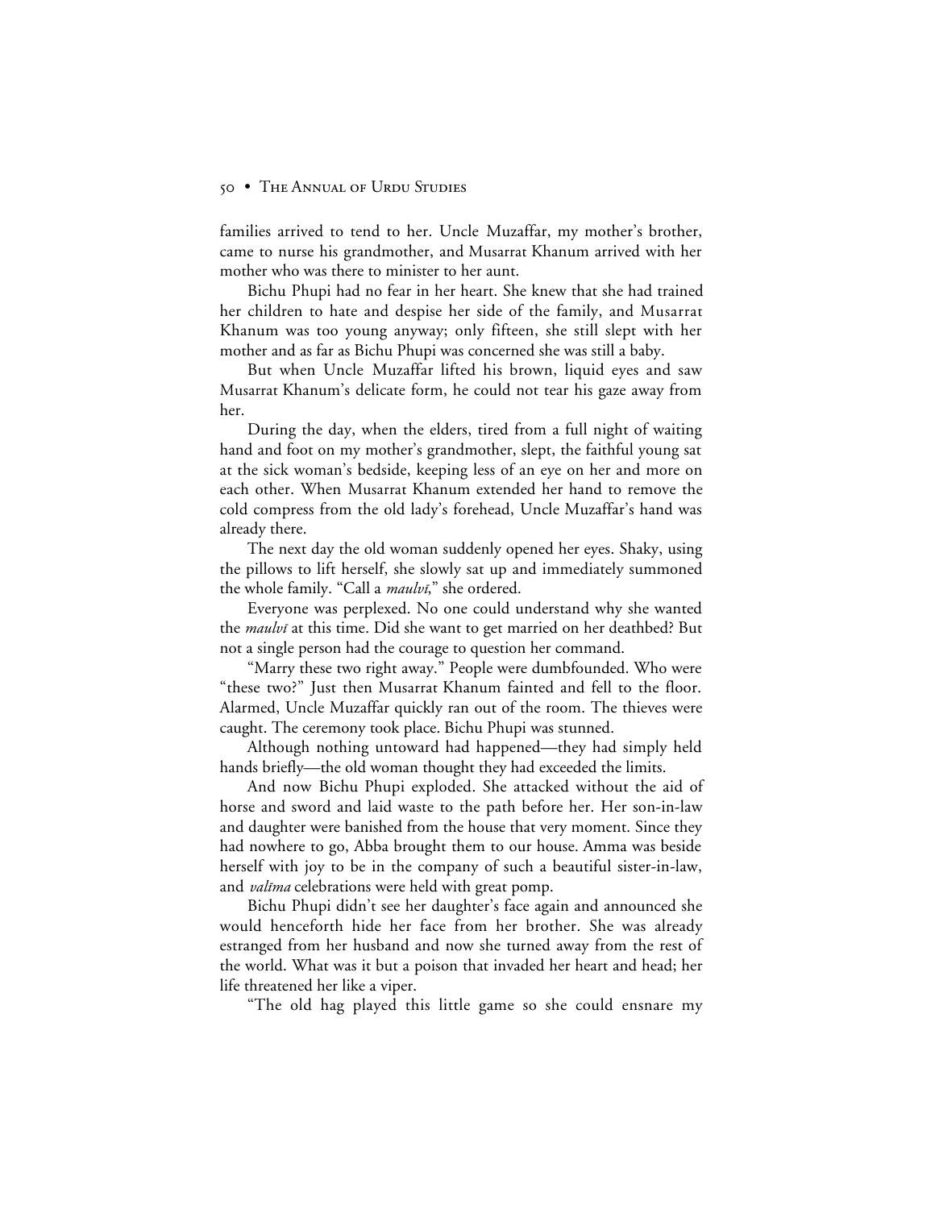families arrived to tend to her. Uncle Muzaffar, my mother's brother, came to nurse his grandmother, and Musarrat Khanum arrived with her mother who was there to minister to her aunt.

Bichu Phupi had no fear in her heart. She knew that she had trained her children to hate and despise her side of the family, and Musarrat Khanum was too young anyway; only fifteen, she still slept with her mother and as far as Bichu Phupi was concerned she was still a baby.

But when Uncle Muzaffar lifted his brown, liquid eyes and saw Musarrat Khanum's delicate form, he could not tear his gaze away from her.

During the day, when the elders, tired from a full night of waiting hand and foot on my mother's grandmother, slept, the faithful young sat at the sick woman's bedside, keeping less of an eye on her and more on each other. When Musarrat Khanum extended her hand to remove the cold compress from the old lady's forehead, Uncle Muzaffar's hand was already there.

The next day the old woman suddenly opened her eyes. Shaky, using the pillows to lift herself, she slowly sat up and immediately summoned the whole family. "Call a *maulvī*," she ordered.

Everyone was perplexed. No one could understand why she wanted the *maulvī* at this time. Did she want to get married on her deathbed? But not a single person had the courage to question her command.

"Marry these two right away." People were dumbfounded. Who were "these two?" Just then Musarrat Khanum fainted and fell to the floor. Alarmed, Uncle Muzaffar quickly ran out of the room. The thieves were caught. The ceremony took place. Bichu Phupi was stunned.

Although nothing untoward had happened—they had simply held hands briefly—the old woman thought they had exceeded the limits.

And now Bichu Phupi exploded. She attacked without the aid of horse and sword and laid waste to the path before her. Her son-in-law and daughter were banished from the house that very moment. Since they had nowhere to go, Abba brought them to our house. Amma was beside herself with joy to be in the company of such a beautiful sister-in-law, and *valīma* celebrations were held with great pomp.

Bichu Phupi didn't see her daughter's face again and announced she would henceforth hide her face from her brother. She was already estranged from her husband and now she turned away from the rest of the world. What was it but a poison that invaded her heart and head; her life threatened her like a viper.

"The old hag played this little game so she could ensnare my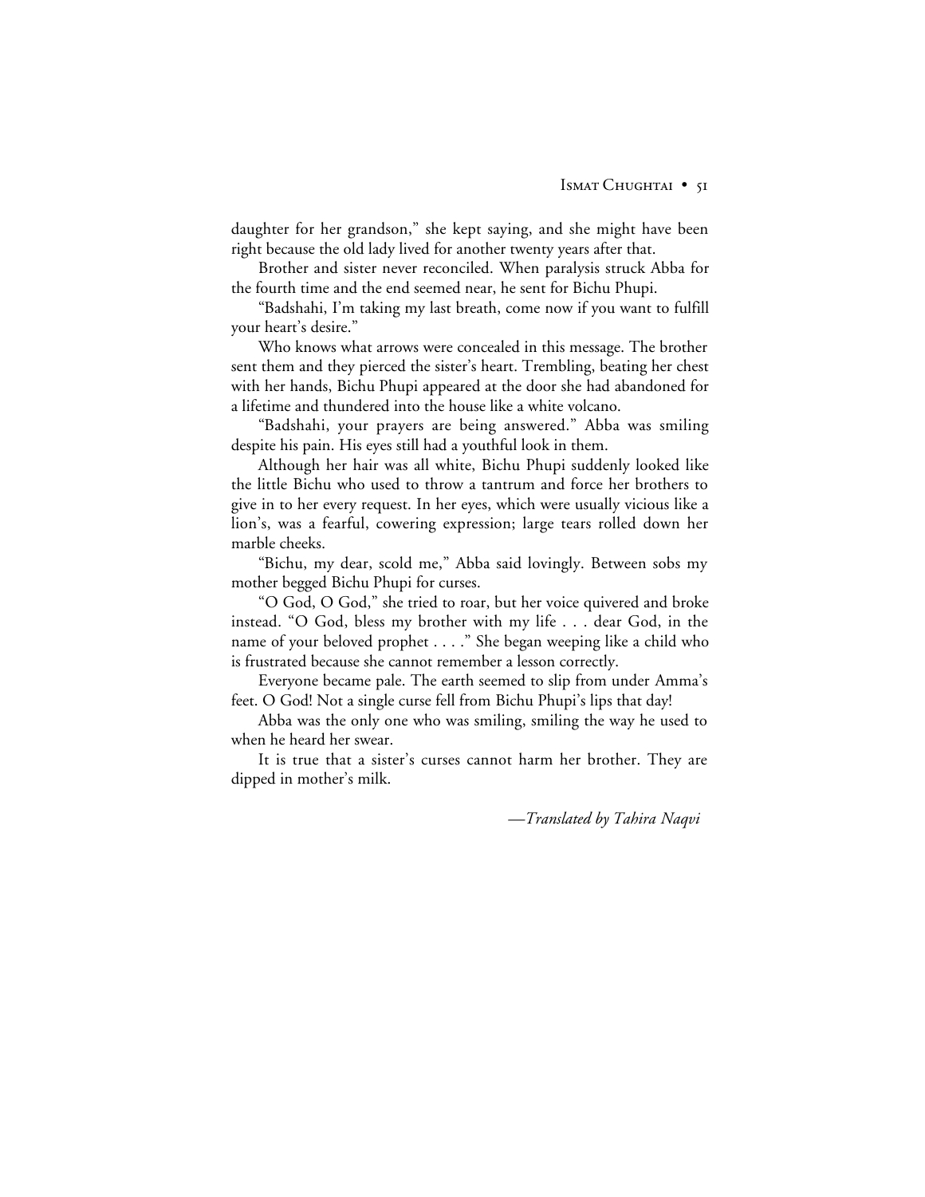daughter for her grandson," she kept saying, and she might have been right because the old lady lived for another twenty years after that.

Brother and sister never reconciled. When paralysis struck Abba for the fourth time and the end seemed near, he sent for Bichu Phupi.

"Badshahi, I'm taking my last breath, come now if you want to fulfill your heart's desire."

Who knows what arrows were concealed in this message. The brother sent them and they pierced the sister's heart. Trembling, beating her chest with her hands, Bichu Phupi appeared at the door she had abandoned for a lifetime and thundered into the house like a white volcano.

"Badshahi, your prayers are being answered." Abba was smiling despite his pain. His eyes still had a youthful look in them.

Although her hair was all white, Bichu Phupi suddenly looked like the little Bichu who used to throw a tantrum and force her brothers to give in to her every request. In her eyes, which were usually vicious like a lion's, was a fearful, cowering expression; large tears rolled down her marble cheeks.

"Bichu, my dear, scold me," Abba said lovingly. Between sobs my mother begged Bichu Phupi for curses.

"O God, O God," she tried to roar, but her voice quivered and broke instead. "O God, bless my brother with my life . . . dear God, in the name of your beloved prophet . . . ." She began weeping like a child who is frustrated because she cannot remember a lesson correctly.

Everyone became pale. The earth seemed to slip from under Amma's feet. O God! Not a single curse fell from Bichu Phupi's lips that day!

Abba was the only one who was smiling, smiling the way he used to when he heard her swear.

It is true that a sister's curses cannot harm her brother. They are dipped in mother's milk.

*—Translated by Tahira Naqvi*